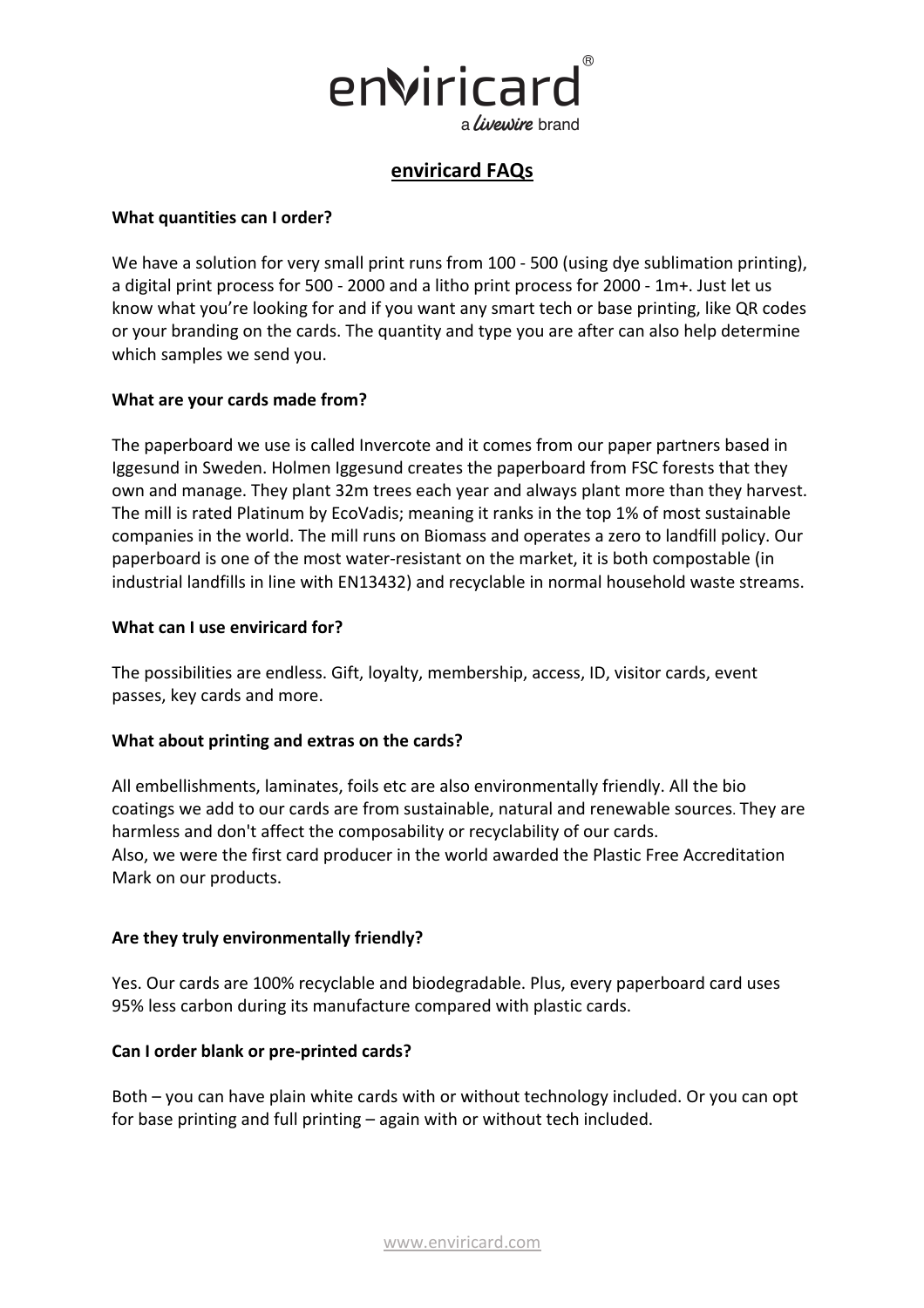# enviricard FAQs

**What quantities can I order?**

We have a solution for very small print runs from 100 - 500 (using dye sublimation printing), a digital print process for 500 - 2000 and a litho print process for 2000 - 1m+. Just let us know what you're looking for and if you want any smart tech or base printing, like QR codes or your branding on the cards. The quantity and type you are after can also help determine which samples we send you.

**What are your cards made from?**

The paperboard we use is called Invercote and it comes from our paper partners based in Iggesund in Sweden. Holmen Iggesund creates the paperboard from FSC forests that they own and manage. They plant 32m trees each year and always plant more than they harvest. The mill is rated Platinum by EcoVadis; meaning it ranks in the top 1% of most sustainable companies in the world. The mill runs on Biomass and operates a zero to landfill policy. Our paperboard is one of the most water-resistant on the market, it is both compostable (in industrial landfills in line with EN13432) and recyclable in normal household waste streams.

**What can I use enviricard for?**

The possibilities are endless. Gift, loyalty, membership, access, ID, visitor cards, event passes, key cards and more.

**What about printing and extras on the cards?**

All embellishments, laminates, foils etc are also environmentally friendly. All the bio coatings we add to our cards are from sustainable, natural and renewable sources. They are harmless and don't affect the composability or recyclability of our cards.
Also, we were the first card producer in the world awarded the Plastic Free Accreditation Mark on our products.

**Are they truly environmentally friendly?**

Yes. Our cards are 100% recyclable and biodegradable. Plus, every paperboard card uses 95% less carbon during its manufacture compared with plastic cards.

**Can I order blank or pre-printed cards?**

Both – you can have plain white cards with or without technology included. Or you can opt for base printing and full printing – again with or without tech included.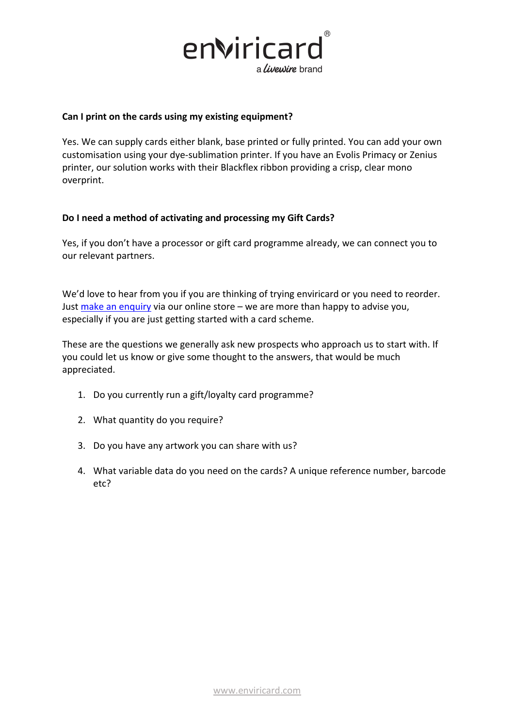**Can I print on the cards using my existing equipment?**

Yes. We can supply cards either blank, base printed or fully printed. You can add your own customisation using your dye-sublimation printer. If you have an Evolis Primacy or Zenius printer, our solution works with their Blackflex ribbon providing a crisp, clear mono overprint.

**Do I need a method of activating and processing my Gift Cards?**

Yes, if you don't have a processor or gift card programme already, we can connect you to our relevant partners.

We'd love to hear from you if you are thinking of trying enviricard or you need to reorder. Just make an enquiry via our online store – we are more than happy to advise you, especially if you are just getting started with a card scheme.

These are the questions we generally ask new prospects who approach us to start with. If you could let us know or give some thought to the answers, that would be much appreciated.

1. Do you currently run a gift/loyalty card programme?
2. What quantity do you require?
3. Do you have any artwork you can share with us?
4. What variable data do you need on the cards? A unique reference number, barcode etc?